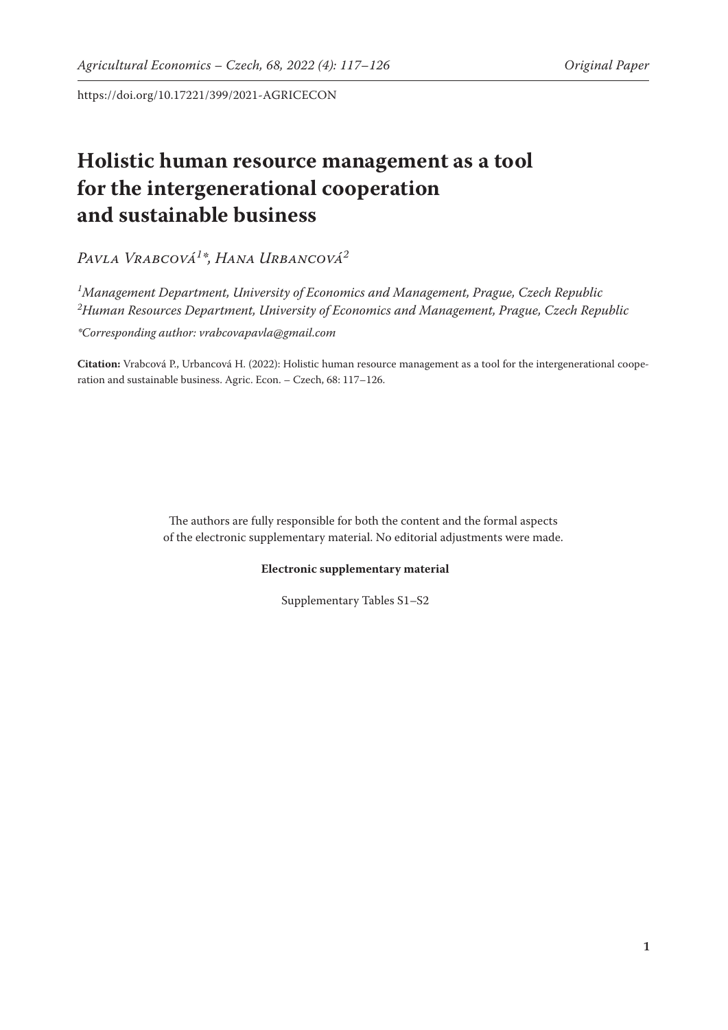https://doi.org/10.17221/399/2021-AGRICECON

# Holistic human resource management as a tool for the intergenerational cooperation and sustainable business

*Pavla Vrabcová[1]\*, Hana Urbancová[2]*

*[1]Management Department, University of Economics and Management, Prague, Czech Republic*
*[2]Human Resources Department, University of Economics and Management, Prague, Czech Republic*

*\*Corresponding author: vrabcovapavla@gmail.com*

**Citation:** Vrabcová P., Urbancová H. (2022): Holistic human resource management as a tool for the intergenerational cooperation and sustainable business. Agric. Econ. – Czech, 68: 117–126.

The authors are fully responsible for both the content and the formal aspects of the electronic supplementary material. No editorial adjustments were made.

**Electronic supplementary material**

Supplementary Tables S1–S2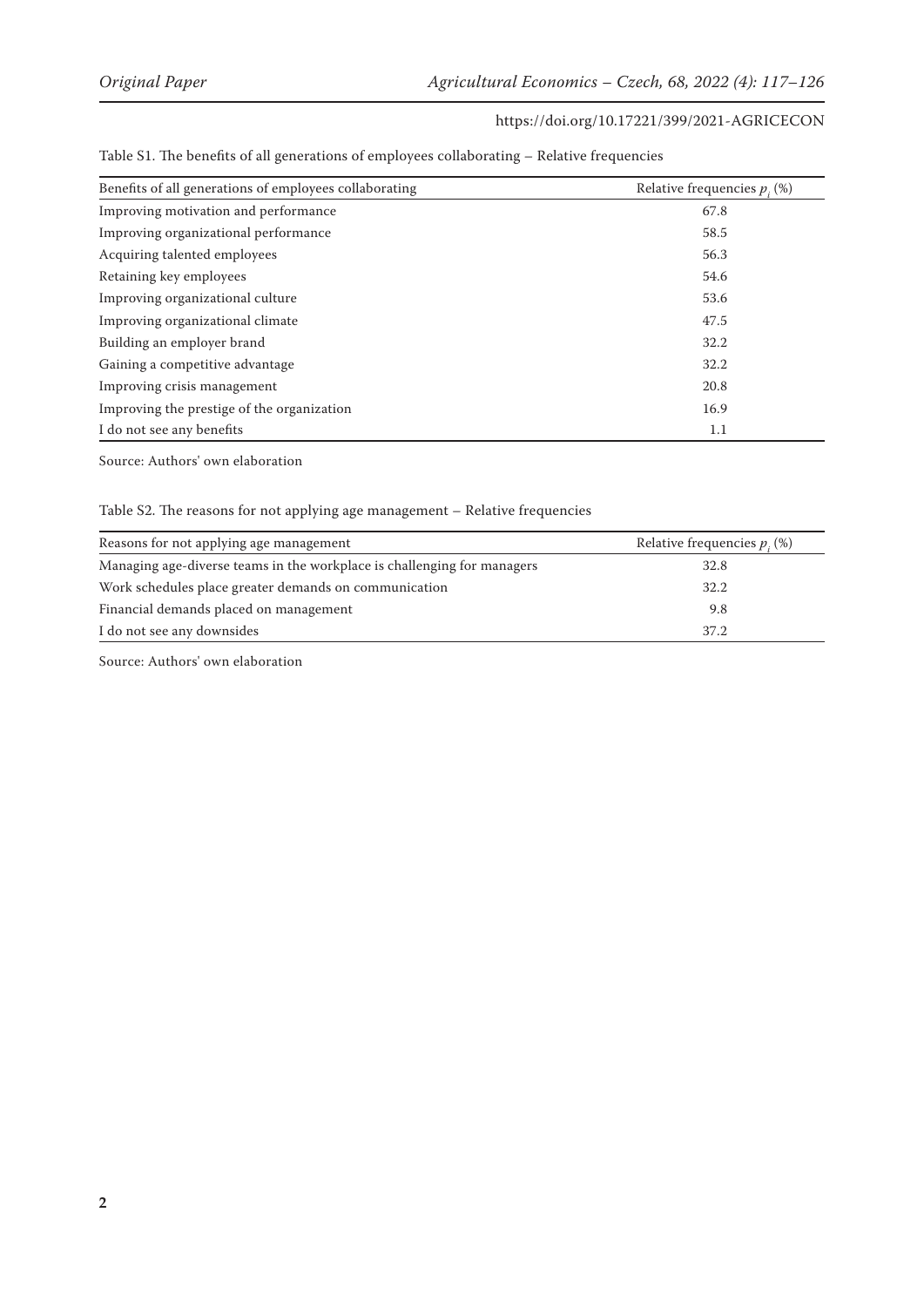Table S1. The benefits of all generations of employees collaborating – Relative frequencies

| Benefits of all generations of employees collaborating | Relative frequencies $p_i$ (%) |
| --- | --- |
| Improving motivation and performance | 67.8 |
| Improving organizational performance | 58.5 |
| Acquiring talented employees | 56.3 |
| Retaining key employees | 54.6 |
| Improving organizational culture | 53.6 |
| Improving organizational climate | 47.5 |
| Building an employer brand | 32.2 |
| Gaining a competitive advantage | 32.2 |
| Improving crisis management | 20.8 |
| Improving the prestige of the organization | 16.9 |
| I do not see any benefits | 1.1 |

Source: Authors' own elaboration

Table S2. The reasons for not applying age management – Relative frequencies

| Reasons for not applying age management | Relative frequencies $p_i$ (%) |
| --- | --- |
| Managing age-diverse teams in the workplace is challenging for managers | 32.8 |
| Work schedules place greater demands on communication | 32.2 |
| Financial demands placed on management | 9.8 |
| I do not see any downsides | 37.2 |

Source: Authors' own elaboration